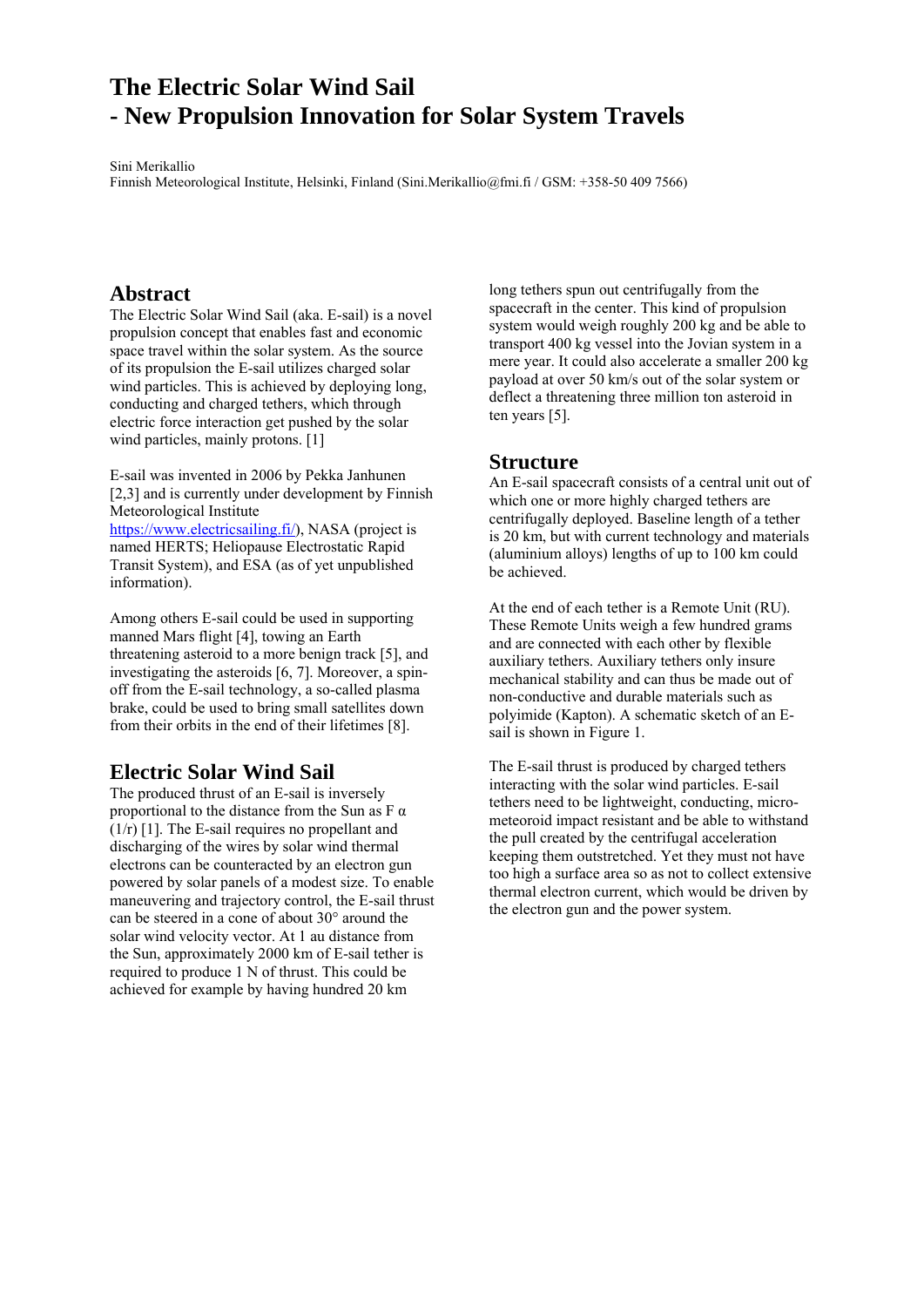# The Electric Solar Wind Sail
# - New Propulsion Innovation for Solar System Travels

Sini Merikallio
Finnish Meteorological Institute, Helsinki, Finland (Sini.Merikallio@fmi.fi / GSM: +358-50 409 7566)

## Abstract

The Electric Solar Wind Sail (aka. E-sail) is a novel propulsion concept that enables fast and economic space travel within the solar system. As the source of its propulsion the E-sail utilizes charged solar wind particles. This is achieved by deploying long, conducting and charged tethers, which through electric force interaction get pushed by the solar wind particles, mainly protons. [1]

E-sail was invented in 2006 by Pekka Janhunen [2,3] and is currently under development by Finnish Meteorological Institute https://www.electricsailing.fi/), NASA (project is named HERTS; Heliopause Electrostatic Rapid Transit System), and ESA (as of yet unpublished information).

Among others E-sail could be used in supporting manned Mars flight [4], towing an Earth threatening asteroid to a more benign track [5], and investigating the asteroids [6, 7]. Moreover, a spin-off from the E-sail technology, a so-called plasma brake, could be used to bring small satellites down from their orbits in the end of their lifetimes [8].

## Electric Solar Wind Sail

The produced thrust of an E-sail is inversely proportional to the distance from the Sun as $F \alpha (1/r)$ [1]. The E-sail requires no propellant and discharging of the wires by solar wind thermal electrons can be counteracted by an electron gun powered by solar panels of a modest size. To enable maneuvering and trajectory control, the E-sail thrust can be steered in a cone of about 30° around the solar wind velocity vector. At 1 au distance from the Sun, approximately 2000 km of E-sail tether is required to produce 1 N of thrust. This could be achieved for example by having hundred 20 km long tethers spun out centrifugally from the spacecraft in the center. This kind of propulsion system would weigh roughly 200 kg and be able to transport 400 kg vessel into the Jovian system in a mere year. It could also accelerate a smaller 200 kg payload at over 50 km/s out of the solar system or deflect a threatening three million ton asteroid in ten years [5].

## Structure

An E-sail spacecraft consists of a central unit out of which one or more highly charged tethers are centrifugally deployed. Baseline length of a tether is 20 km, but with current technology and materials (aluminium alloys) lengths of up to 100 km could be achieved.

At the end of each tether is a Remote Unit (RU). These Remote Units weigh a few hundred grams and are connected with each other by flexible auxiliary tethers. Auxiliary tethers only insure mechanical stability and can thus be made out of non-conductive and durable materials such as polyimide (Kapton). A schematic sketch of an E-sail is shown in Figure 1.

The E-sail thrust is produced by charged tethers interacting with the solar wind particles. E-sail tethers need to be lightweight, conducting, micro-meteoroid impact resistant and be able to withstand the pull created by the centrifugal acceleration keeping them outstretched. Yet they must not have too high a surface area so as not to collect extensive thermal electron current, which would be driven by the electron gun and the power system.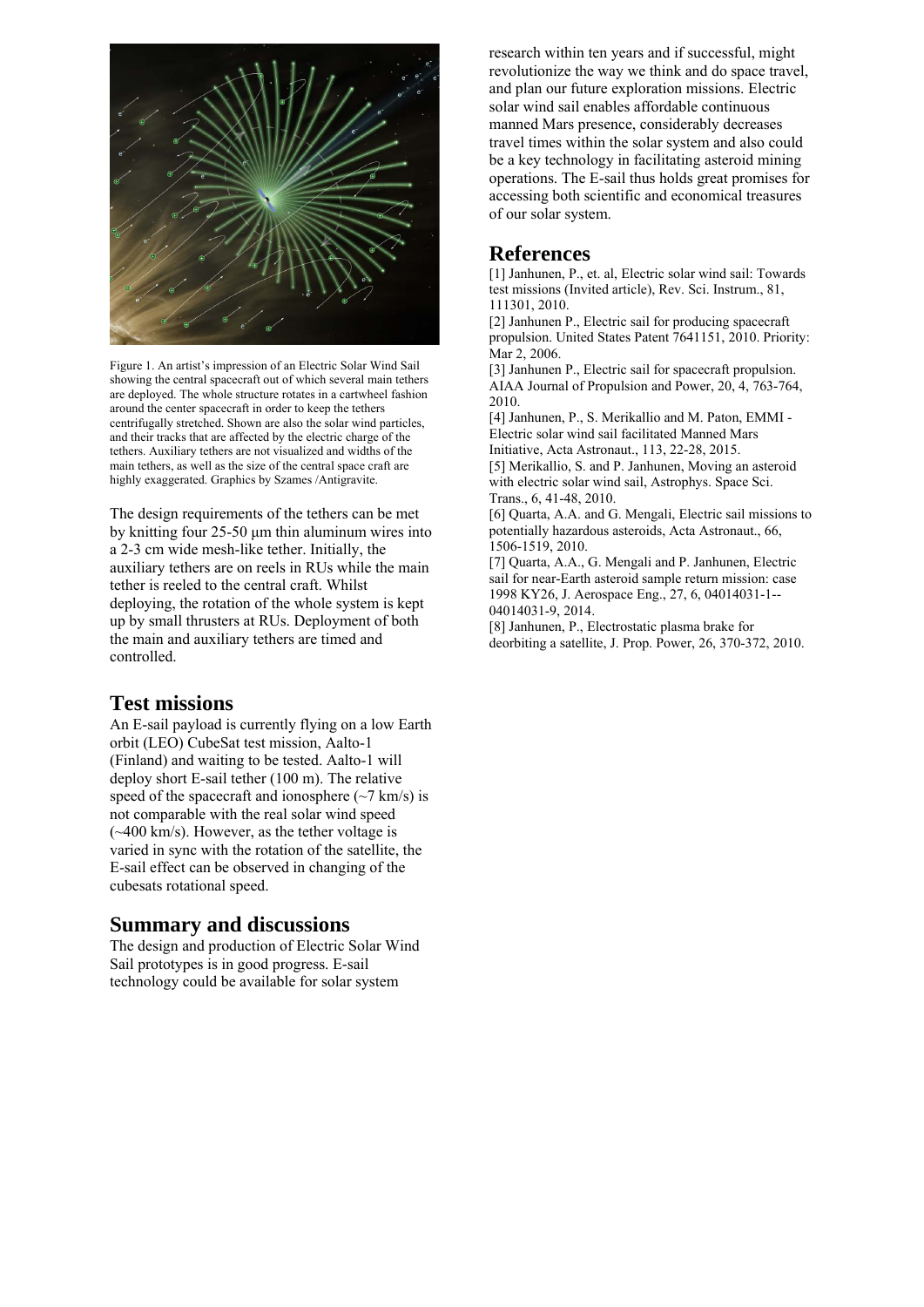Figure 1. An artist's impression of an Electric Solar Wind Sail showing the central spacecraft out of which several main tethers are deployed. The whole structure rotates in a cartwheel fashion around the center spacecraft in order to keep the tethers centrifugally stretched. Shown are also the solar wind particles, and their tracks that are affected by the electric charge of the tethers. Auxiliary tethers are not visualized and widths of the main tethers, as well as the size of the central space craft are highly exaggerated. Graphics by Szames /Antigravite.

The design requirements of the tethers can be met by knitting four 25-50 μm thin aluminum wires into a 2-3 cm wide mesh-like tether. Initially, the auxiliary tethers are on reels in RUs while the main tether is reeled to the central craft. Whilst deploying, the rotation of the whole system is kept up by small thrusters at RUs. Deployment of both the main and auxiliary tethers are timed and controlled.

## Test missions

An E-sail payload is currently flying on a low Earth orbit (LEO) CubeSat test mission, Aalto-1 (Finland) and waiting to be tested. Aalto-1 will deploy short E-sail tether (100 m). The relative speed of the spacecraft and ionosphere (~7 km/s) is not comparable with the real solar wind speed (~400 km/s). However, as the tether voltage is varied in sync with the rotation of the satellite, the E-sail effect can be observed in changing of the cubesats rotational speed.

## Summary and discussions

The design and production of Electric Solar Wind Sail prototypes is in good progress. E-sail technology could be available for solar system research within ten years and if successful, might revolutionize the way we think and do space travel, and plan our future exploration missions. Electric solar wind sail enables affordable continuous manned Mars presence, considerably decreases travel times within the solar system and also could be a key technology in facilitating asteroid mining operations. The E-sail thus holds great promises for accessing both scientific and economical treasures of our solar system.

## References

[1] Janhunen, P., et. al, Electric solar wind sail: Towards test missions (Invited article), Rev. Sci. Instrum., 81, 111301, 2010.
[2] Janhunen P., Electric sail for producing spacecraft propulsion. United States Patent 7641151, 2010. Priority: Mar 2, 2006.
[3] Janhunen P., Electric sail for spacecraft propulsion. AIAA Journal of Propulsion and Power, 20, 4, 763-764, 2010.
[4] Janhunen, P., S. Merikallio and M. Paton, EMMI - Electric solar wind sail facilitated Manned Mars Initiative, Acta Astronaut., 113, 22-28, 2015.
[5] Merikallio, S. and P. Janhunen, Moving an asteroid with electric solar wind sail, Astrophys. Space Sci. Trans., 6, 41-48, 2010.
[6] Quarta, A.A. and G. Mengali, Electric sail missions to potentially hazardous asteroids, Acta Astronaut., 66, 1506-1519, 2010.
[7] Quarta, A.A., G. Mengali and P. Janhunen, Electric sail for near-Earth asteroid sample return mission: case 1998 KY26, J. Aerospace Eng., 27, 6, 04014031-1--04014031-9, 2014.
[8] Janhunen, P., Electrostatic plasma brake for deorbiting a satellite, J. Prop. Power, 26, 370-372, 2010.